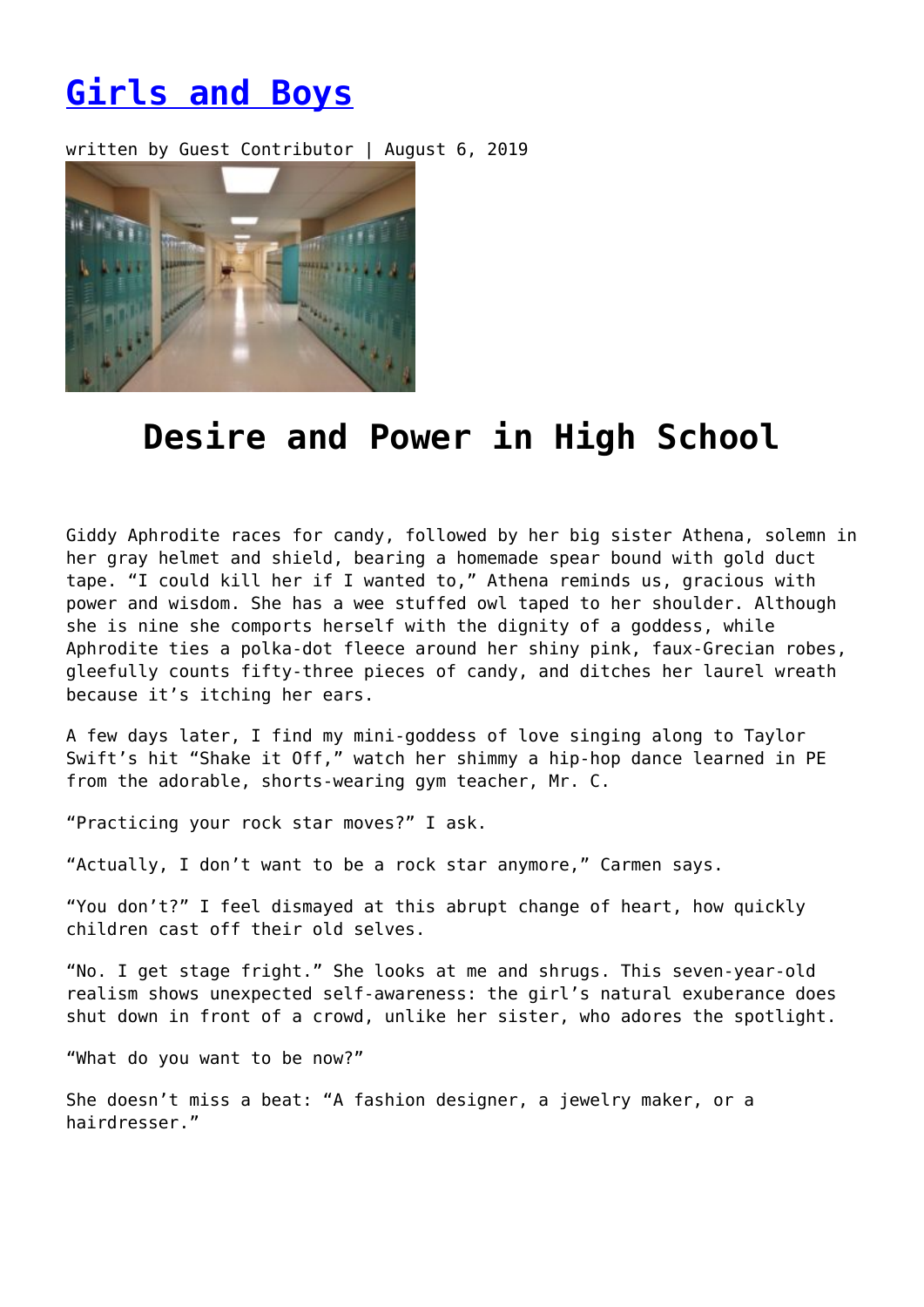# [Girls and Boys]

written by Guest Contributor | August 6, 2019

## Desire and Power in High School

Giddy Aphrodite races for candy, followed by her big sister Athena, solemn in her gray helmet and shield, bearing a homemade spear bound with gold duct tape. “I could kill her if I wanted to,” Athena reminds us, gracious with power and wisdom. She has a wee stuffed owl taped to her shoulder. Although she is nine she comports herself with the dignity of a goddess, while Aphrodite ties a polka-dot fleece around her shiny pink, faux-Grecian robes, gleefully counts fifty-three pieces of candy, and ditches her laurel wreath because it’s itching her ears.

A few days later, I find my mini-goddess of love singing along to Taylor Swift’s hit “Shake it Off,” watch her shimmy a hip-hop dance learned in PE from the adorable, shorts-wearing gym teacher, Mr. C.

“Practicing your rock star moves?” I ask.

“Actually, I don’t want to be a rock star anymore,” Carmen says.

“You don’t?” I feel dismayed at this abrupt change of heart, how quickly children cast off their old selves.

“No. I get stage fright.” She looks at me and shrugs. This seven-year-old realism shows unexpected self-awareness: the girl’s natural exuberance does shut down in front of a crowd, unlike her sister, who adores the spotlight.

“What do you want to be now?”

She doesn’t miss a beat: “A fashion designer, a jewelry maker, or a hairdresser.”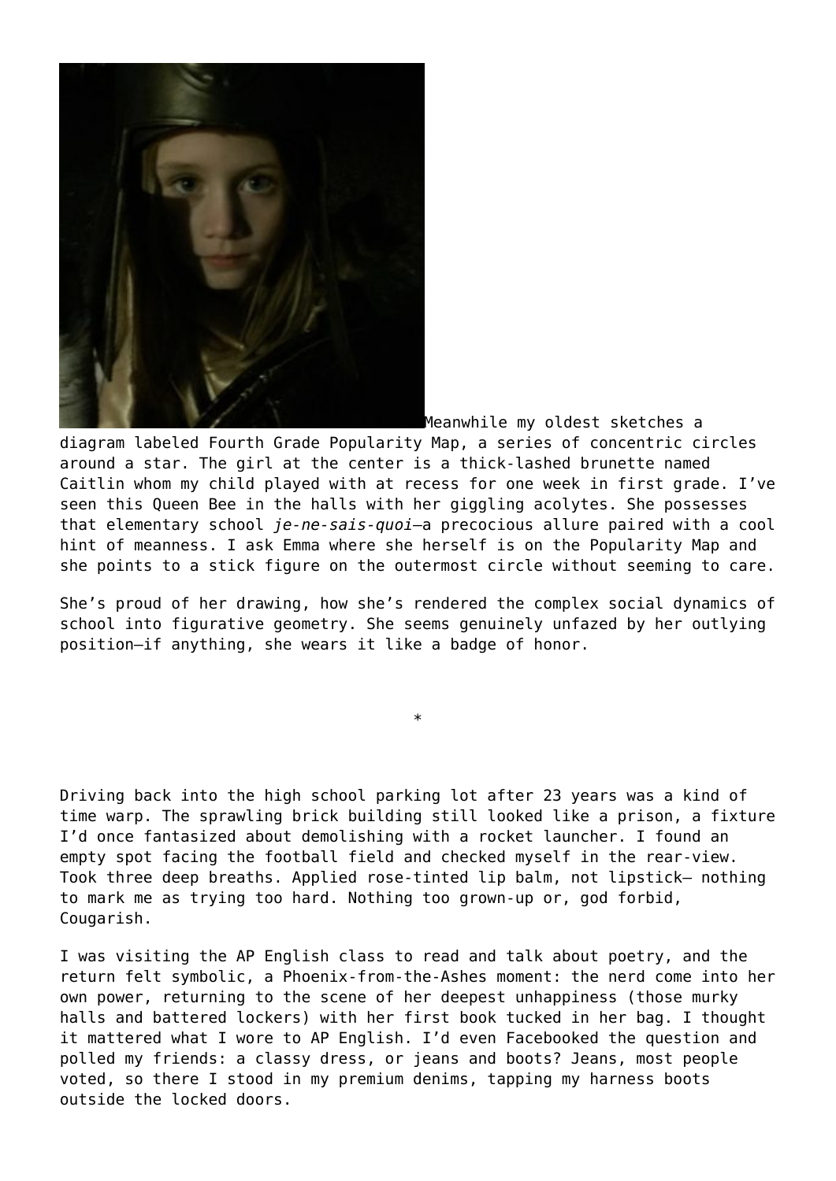Meanwhile my oldest sketches a diagram labeled Fourth Grade Popularity Map, a series of concentric circles around a star. The girl at the center is a thick-lashed brunette named Caitlin whom my child played with at recess for one week in first grade. I've seen this Queen Bee in the halls with her giggling acolytes. She possesses that elementary school *je-ne-sais-quoi*—a precocious allure paired with a cool hint of meanness. I ask Emma where she herself is on the Popularity Map and she points to a stick figure on the outermost circle without seeming to care.

She's proud of her drawing, how she's rendered the complex social dynamics of school into figurative geometry. She seems genuinely unfazed by her outlying position—if anything, she wears it like a badge of honor.

*

Driving back into the high school parking lot after 23 years was a kind of time warp. The sprawling brick building still looked like a prison, a fixture I'd once fantasized about demolishing with a rocket launcher. I found an empty spot facing the football field and checked myself in the rear-view. Took three deep breaths. Applied rose-tinted lip balm, not lipstick— nothing to mark me as trying too hard. Nothing too grown-up or, god forbid, Cougarish.

I was visiting the AP English class to read and talk about poetry, and the return felt symbolic, a Phoenix-from-the-Ashes moment: the nerd come into her own power, returning to the scene of her deepest unhappiness (those murky halls and battered lockers) with her first book tucked in her bag. I thought it mattered what I wore to AP English. I'd even Facebooked the question and polled my friends: a classy dress, or jeans and boots? Jeans, most people voted, so there I stood in my premium denims, tapping my harness boots outside the locked doors.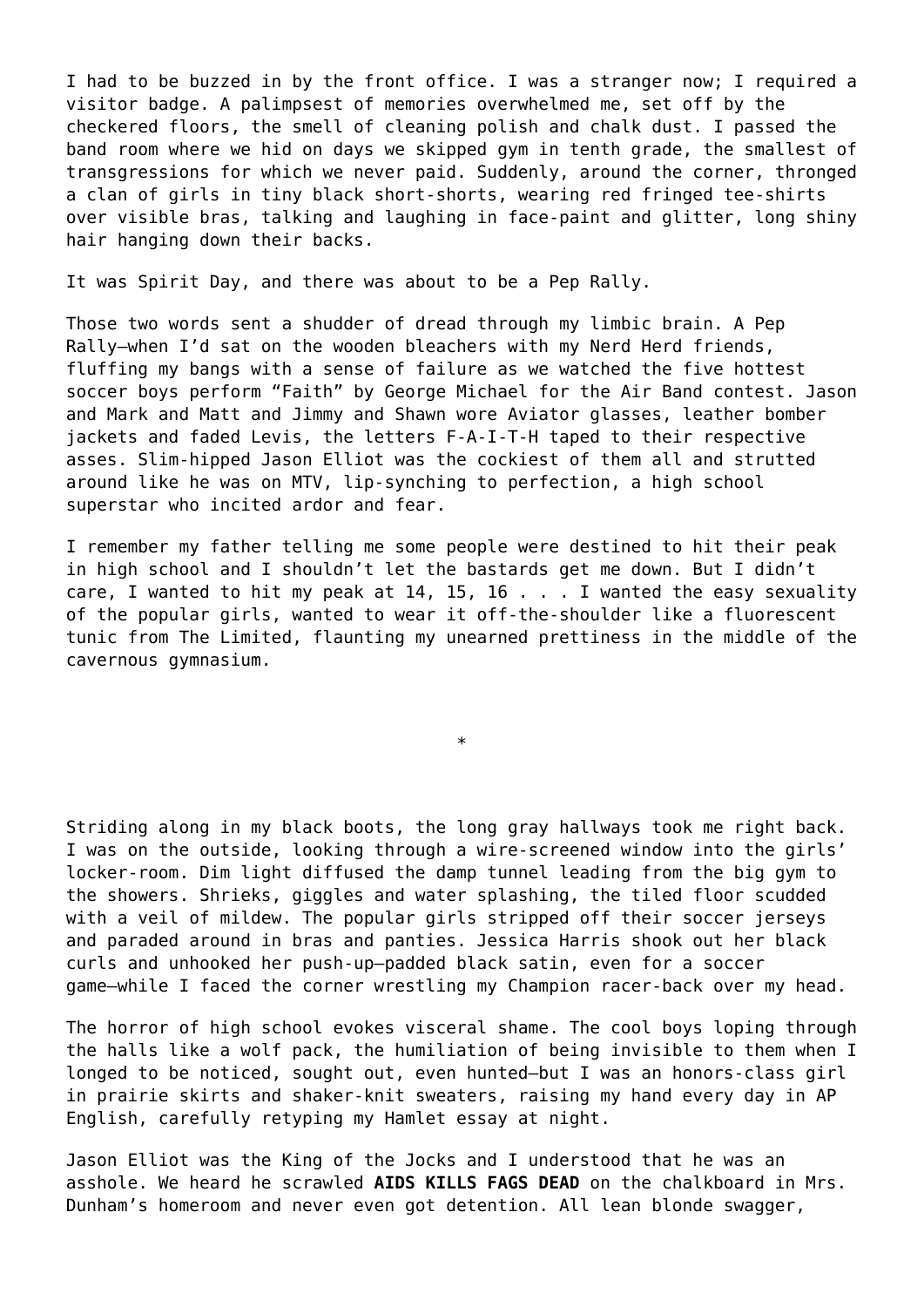I had to be buzzed in by the front office. I was a stranger now; I required a visitor badge. A palimpsest of memories overwhelmed me, set off by the checkered floors, the smell of cleaning polish and chalk dust. I passed the band room where we hid on days we skipped gym in tenth grade, the smallest of transgressions for which we never paid. Suddenly, around the corner, thronged a clan of girls in tiny black short-shorts, wearing red fringed tee-shirts over visible bras, talking and laughing in face-paint and glitter, long shiny hair hanging down their backs.

It was Spirit Day, and there was about to be a Pep Rally.

Those two words sent a shudder of dread through my limbic brain. A Pep Rally—when I'd sat on the wooden bleachers with my Nerd Herd friends, fluffing my bangs with a sense of failure as we watched the five hottest soccer boys perform "Faith" by George Michael for the Air Band contest. Jason and Mark and Matt and Jimmy and Shawn wore Aviator glasses, leather bomber jackets and faded Levis, the letters F-A-I-T-H taped to their respective asses. Slim-hipped Jason Elliot was the cockiest of them all and strutted around like he was on MTV, lip-synching to perfection, a high school superstar who incited ardor and fear.

I remember my father telling me some people were destined to hit their peak in high school and I shouldn't let the bastards get me down. But I didn't care, I wanted to hit my peak at 14, 15, 16 . . . I wanted the easy sexuality of the popular girls, wanted to wear it off-the-shoulder like a fluorescent tunic from The Limited, flaunting my unearned prettiness in the middle of the cavernous gymnasium.

*

Striding along in my black boots, the long gray hallways took me right back. I was on the outside, looking through a wire-screened window into the girls' locker-room. Dim light diffused the damp tunnel leading from the big gym to the showers. Shrieks, giggles and water splashing, the tiled floor scudded with a veil of mildew. The popular girls stripped off their soccer jerseys and paraded around in bras and panties. Jessica Harris shook out her black curls and unhooked her push-up—padded black satin, even for a soccer game—while I faced the corner wrestling my Champion racer-back over my head.

The horror of high school evokes visceral shame. The cool boys loping through the halls like a wolf pack, the humiliation of being invisible to them when I longed to be noticed, sought out, even hunted—but I was an honors-class girl in prairie skirts and shaker-knit sweaters, raising my hand every day in AP English, carefully retyping my Hamlet essay at night.

Jason Elliot was the King of the Jocks and I understood that he was an asshole. We heard he scrawled **AIDS KILLS FAGS DEAD** on the chalkboard in Mrs. Dunham's homeroom and never even got detention. All lean blonde swagger,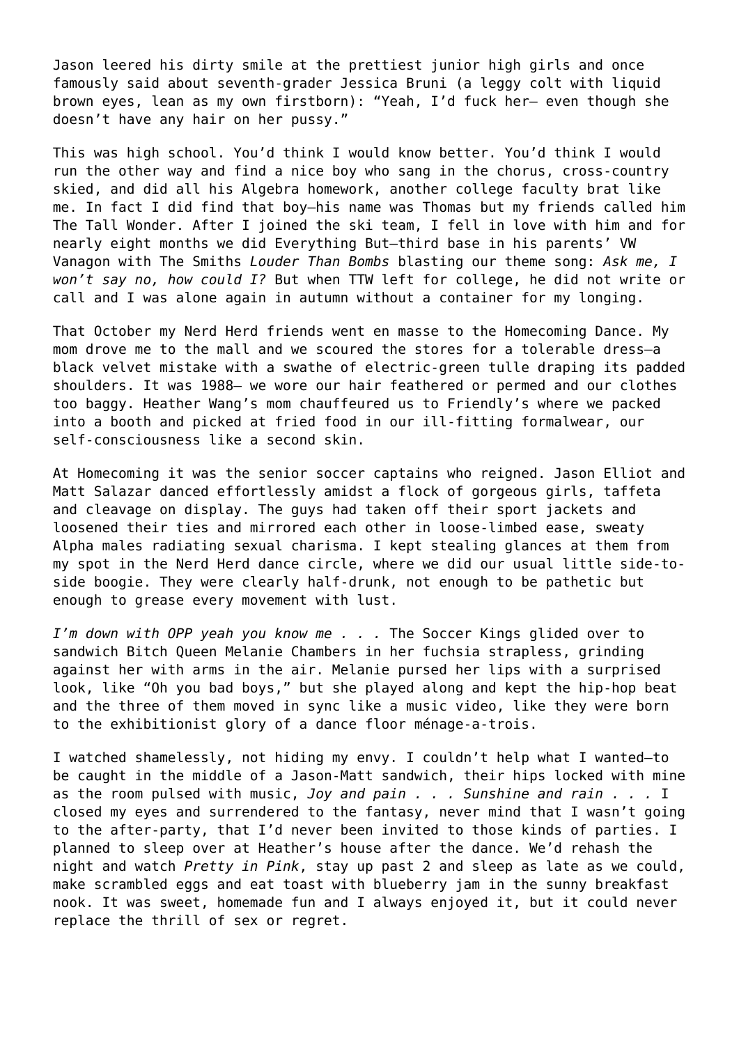Jason leered his dirty smile at the prettiest junior high girls and once famously said about seventh-grader Jessica Bruni (a leggy colt with liquid brown eyes, lean as my own firstborn): "Yeah, I'd fuck her— even though she doesn't have any hair on her pussy."

This was high school. You'd think I would know better. You'd think I would run the other way and find a nice boy who sang in the chorus, cross-country skied, and did all his Algebra homework, another college faculty brat like me. In fact I did find that boy—his name was Thomas but my friends called him The Tall Wonder. After I joined the ski team, I fell in love with him and for nearly eight months we did Everything But—third base in his parents' VW Vanagon with The Smiths *Louder Than Bombs* blasting our theme song: *Ask me, I won't say no, how could I?* But when TTW left for college, he did not write or call and I was alone again in autumn without a container for my longing.

That October my Nerd Herd friends went en masse to the Homecoming Dance. My mom drove me to the mall and we scoured the stores for a tolerable dress—a black velvet mistake with a swathe of electric-green tulle draping its padded shoulders. It was 1988— we wore our hair feathered or permed and our clothes too baggy. Heather Wang's mom chauffeured us to Friendly's where we packed into a booth and picked at fried food in our ill-fitting formalwear, our self-consciousness like a second skin.

At Homecoming it was the senior soccer captains who reigned. Jason Elliot and Matt Salazar danced effortlessly amidst a flock of gorgeous girls, taffeta and cleavage on display. The guys had taken off their sport jackets and loosened their ties and mirrored each other in loose-limbed ease, sweaty Alpha males radiating sexual charisma. I kept stealing glances at them from my spot in the Nerd Herd dance circle, where we did our usual little side-to-side boogie. They were clearly half-drunk, not enough to be pathetic but enough to grease every movement with lust.

*I'm down with OPP yeah you know me . . .* The Soccer Kings glided over to sandwich Bitch Queen Melanie Chambers in her fuchsia strapless, grinding against her with arms in the air. Melanie pursed her lips with a surprised look, like "Oh you bad boys," but she played along and kept the hip-hop beat and the three of them moved in sync like a music video, like they were born to the exhibitionist glory of a dance floor ménage-a-trois.

I watched shamelessly, not hiding my envy. I couldn't help what I wanted—to be caught in the middle of a Jason-Matt sandwich, their hips locked with mine as the room pulsed with music, *Joy and pain . . . Sunshine and rain . . .* I closed my eyes and surrendered to the fantasy, never mind that I wasn't going to the after-party, that I'd never been invited to those kinds of parties. I planned to sleep over at Heather's house after the dance. We'd rehash the night and watch *Pretty in Pink*, stay up past 2 and sleep as late as we could, make scrambled eggs and eat toast with blueberry jam in the sunny breakfast nook. It was sweet, homemade fun and I always enjoyed it, but it could never replace the thrill of sex or regret.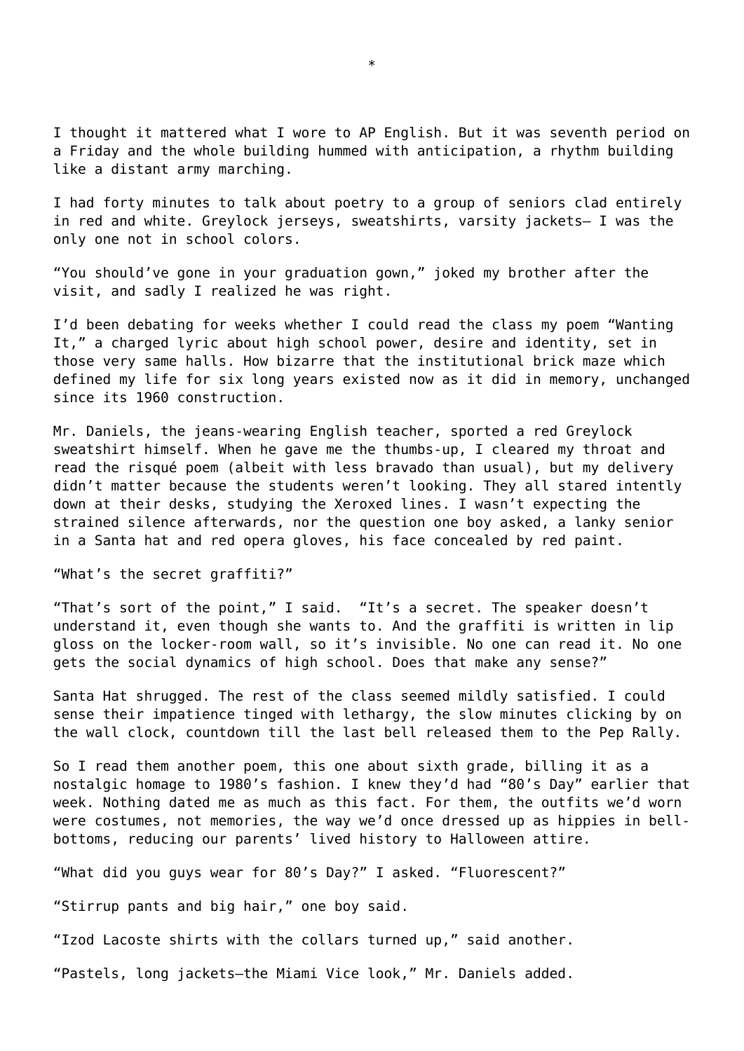*

I thought it mattered what I wore to AP English. But it was seventh period on a Friday and the whole building hummed with anticipation, a rhythm building like a distant army marching.

I had forty minutes to talk about poetry to a group of seniors clad entirely in red and white. Greylock jerseys, sweatshirts, varsity jackets— I was the only one not in school colors.

“You should’ve gone in your graduation gown,” joked my brother after the visit, and sadly I realized he was right.

I’d been debating for weeks whether I could read the class my poem “Wanting It,” a charged lyric about high school power, desire and identity, set in those very same halls. How bizarre that the institutional brick maze which defined my life for six long years existed now as it did in memory, unchanged since its 1960 construction.

Mr. Daniels, the jeans-wearing English teacher, sported a red Greylock sweatshirt himself. When he gave me the thumbs-up, I cleared my throat and read the risqué poem (albeit with less bravado than usual), but my delivery didn’t matter because the students weren’t looking. They all stared intently down at their desks, studying the Xeroxed lines. I wasn’t expecting the strained silence afterwards, nor the question one boy asked, a lanky senior in a Santa hat and red opera gloves, his face concealed by red paint.

“What’s the secret graffiti?”

“That’s sort of the point,” I said.  “It’s a secret. The speaker doesn’t understand it, even though she wants to. And the graffiti is written in lip gloss on the locker-room wall, so it’s invisible. No one can read it. No one gets the social dynamics of high school. Does that make any sense?”

Santa Hat shrugged. The rest of the class seemed mildly satisfied. I could sense their impatience tinged with lethargy, the slow minutes clicking by on the wall clock, countdown till the last bell released them to the Pep Rally.

So I read them another poem, this one about sixth grade, billing it as a nostalgic homage to 1980’s fashion. I knew they’d had “80’s Day” earlier that week. Nothing dated me as much as this fact. For them, the outfits we’d worn were costumes, not memories, the way we’d once dressed up as hippies in bell-bottoms, reducing our parents’ lived history to Halloween attire.

“What did you guys wear for 80’s Day?” I asked. “Fluorescent?”

“Stirrup pants and big hair,” one boy said.

“Izod Lacoste shirts with the collars turned up,” said another.

“Pastels, long jackets—the Miami Vice look,” Mr. Daniels added.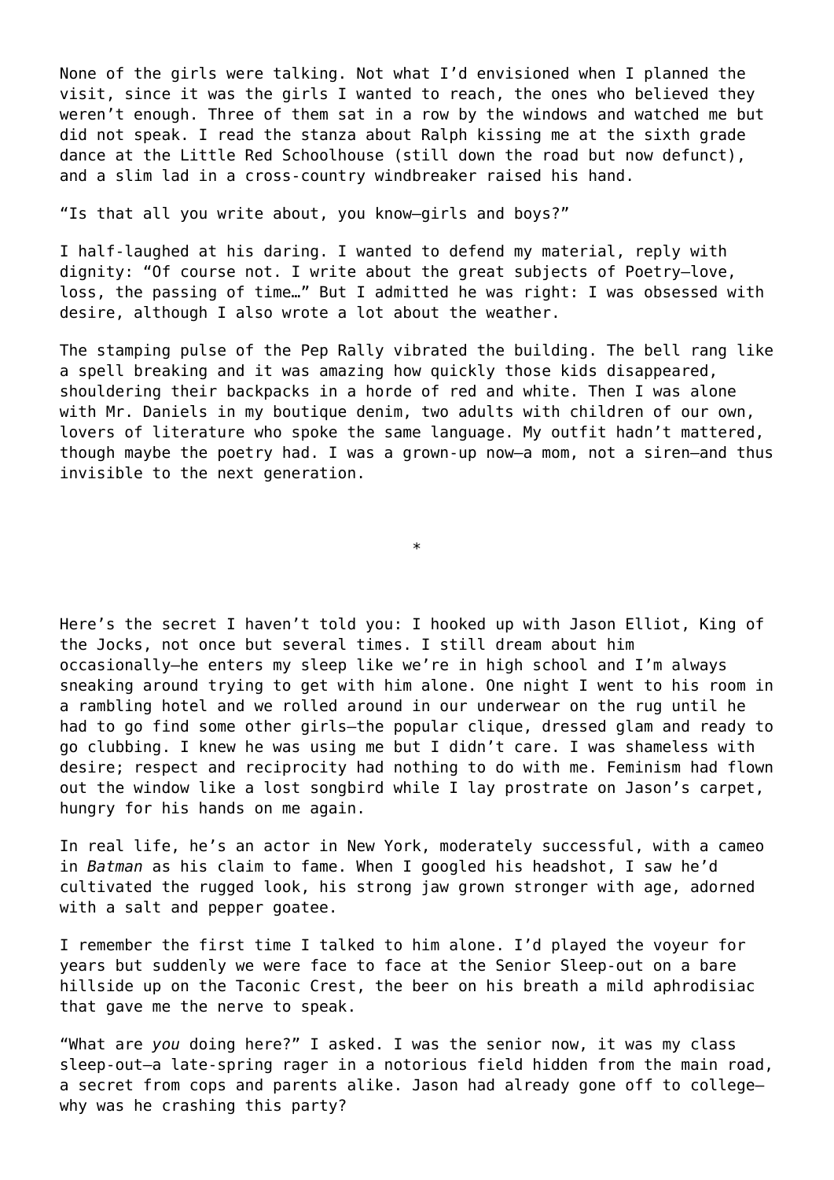None of the girls were talking. Not what I'd envisioned when I planned the visit, since it was the girls I wanted to reach, the ones who believed they weren't enough. Three of them sat in a row by the windows and watched me but did not speak. I read the stanza about Ralph kissing me at the sixth grade dance at the Little Red Schoolhouse (still down the road but now defunct), and a slim lad in a cross-country windbreaker raised his hand.

"Is that all you write about, you know—girls and boys?"

I half-laughed at his daring. I wanted to defend my material, reply with dignity: "Of course not. I write about the great subjects of Poetry—love, loss, the passing of time…" But I admitted he was right: I was obsessed with desire, although I also wrote a lot about the weather.

The stamping pulse of the Pep Rally vibrated the building. The bell rang like a spell breaking and it was amazing how quickly those kids disappeared, shouldering their backpacks in a horde of red and white. Then I was alone with Mr. Daniels in my boutique denim, two adults with children of our own, lovers of literature who spoke the same language. My outfit hadn't mattered, though maybe the poetry had. I was a grown-up now—a mom, not a siren—and thus invisible to the next generation.

*

Here's the secret I haven't told you: I hooked up with Jason Elliot, King of the Jocks, not once but several times. I still dream about him occasionally—he enters my sleep like we're in high school and I'm always sneaking around trying to get with him alone. One night I went to his room in a rambling hotel and we rolled around in our underwear on the rug until he had to go find some other girls—the popular clique, dressed glam and ready to go clubbing. I knew he was using me but I didn't care. I was shameless with desire; respect and reciprocity had nothing to do with me. Feminism had flown out the window like a lost songbird while I lay prostrate on Jason's carpet, hungry for his hands on me again.

In real life, he's an actor in New York, moderately successful, with a cameo in *Batman* as his claim to fame. When I googled his headshot, I saw he'd cultivated the rugged look, his strong jaw grown stronger with age, adorned with a salt and pepper goatee.

I remember the first time I talked to him alone. I'd played the voyeur for years but suddenly we were face to face at the Senior Sleep-out on a bare hillside up on the Taconic Crest, the beer on his breath a mild aphrodisiac that gave me the nerve to speak.

"What are *you* doing here?" I asked. I was the senior now, it was my class sleep-out—a late-spring rager in a notorious field hidden from the main road, a secret from cops and parents alike. Jason had already gone off to college—why was he crashing this party?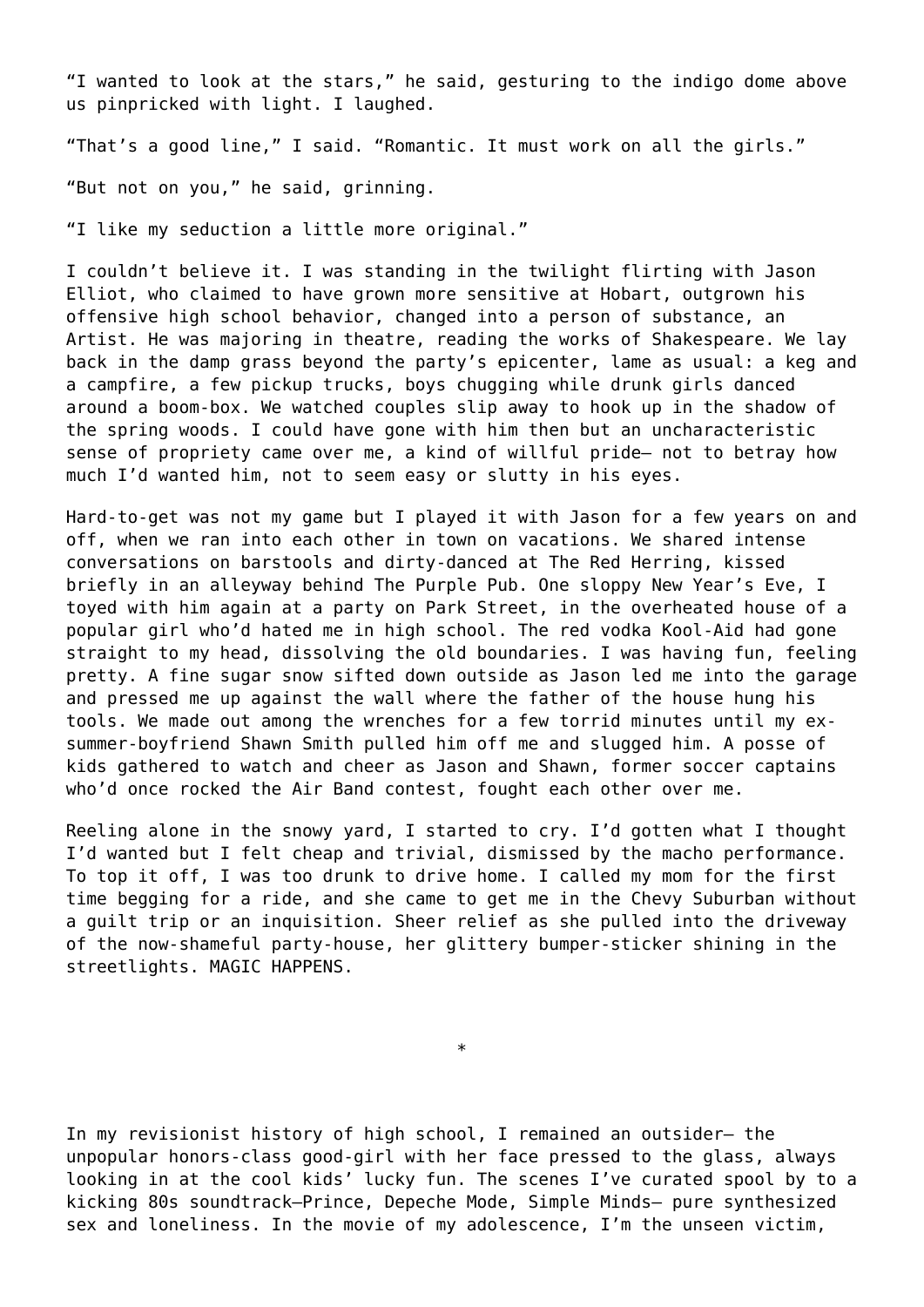“I wanted to look at the stars,” he said, gesturing to the indigo dome above us pinpricked with light. I laughed.

“That’s a good line,” I said. “Romantic. It must work on all the girls.”

“But not on you,” he said, grinning.

“I like my seduction a little more original.”

I couldn’t believe it. I was standing in the twilight flirting with Jason Elliot, who claimed to have grown more sensitive at Hobart, outgrown his offensive high school behavior, changed into a person of substance, an Artist. He was majoring in theatre, reading the works of Shakespeare. We lay back in the damp grass beyond the party’s epicenter, lame as usual: a keg and a campfire, a few pickup trucks, boys chugging while drunk girls danced around a boom-box. We watched couples slip away to hook up in the shadow of the spring woods. I could have gone with him then but an uncharacteristic sense of propriety came over me, a kind of willful pride— not to betray how much I’d wanted him, not to seem easy or slutty in his eyes.

Hard-to-get was not my game but I played it with Jason for a few years on and off, when we ran into each other in town on vacations. We shared intense conversations on barstools and dirty-danced at The Red Herring, kissed briefly in an alleyway behind The Purple Pub. One sloppy New Year’s Eve, I toyed with him again at a party on Park Street, in the overheated house of a popular girl who’d hated me in high school. The red vodka Kool-Aid had gone straight to my head, dissolving the old boundaries. I was having fun, feeling pretty. A fine sugar snow sifted down outside as Jason led me into the garage and pressed me up against the wall where the father of the house hung his tools. We made out among the wrenches for a few torrid minutes until my ex-summer-boyfriend Shawn Smith pulled him off me and slugged him. A posse of kids gathered to watch and cheer as Jason and Shawn, former soccer captains who’d once rocked the Air Band contest, fought each other over me.

Reeling alone in the snowy yard, I started to cry. I’d gotten what I thought I’d wanted but I felt cheap and trivial, dismissed by the macho performance. To top it off, I was too drunk to drive home. I called my mom for the first time begging for a ride, and she came to get me in the Chevy Suburban without a guilt trip or an inquisition. Sheer relief as she pulled into the driveway of the now-shameful party-house, her glittery bumper-sticker shining in the streetlights. MAGIC HAPPENS.

*

In my revisionist history of high school, I remained an outsider— the unpopular honors-class good-girl with her face pressed to the glass, always looking in at the cool kids’ lucky fun. The scenes I’ve curated spool by to a kicking 80s soundtrack—Prince, Depeche Mode, Simple Minds— pure synthesized sex and loneliness. In the movie of my adolescence, I’m the unseen victim,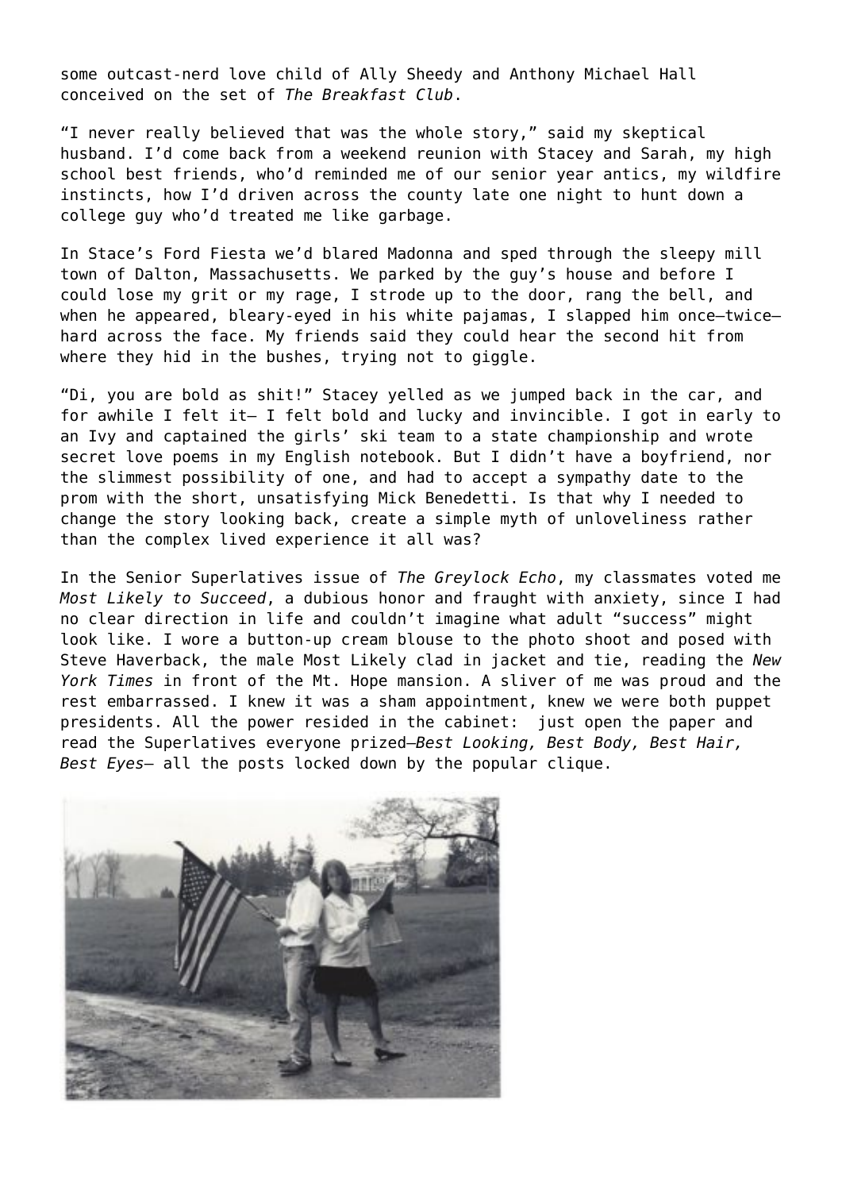some outcast-nerd love child of Ally Sheedy and Anthony Michael Hall conceived on the set of *The Breakfast Club*.

“I never really believed that was the whole story,” said my skeptical husband. I’d come back from a weekend reunion with Stacey and Sarah, my high school best friends, who’d reminded me of our senior year antics, my wildfire instincts, how I’d driven across the county late one night to hunt down a college guy who’d treated me like garbage.

In Stace’s Ford Fiesta we’d blared Madonna and sped through the sleepy mill town of Dalton, Massachusetts. We parked by the guy’s house and before I could lose my grit or my rage, I strode up to the door, rang the bell, and when he appeared, bleary-eyed in his white pajamas, I slapped him once—twice— hard across the face. My friends said they could hear the second hit from where they hid in the bushes, trying not to giggle.

“Di, you are bold as shit!” Stacey yelled as we jumped back in the car, and for awhile I felt it— I felt bold and lucky and invincible. I got in early to an Ivy and captained the girls’ ski team to a state championship and wrote secret love poems in my English notebook. But I didn’t have a boyfriend, nor the slimmest possibility of one, and had to accept a sympathy date to the prom with the short, unsatisfying Mick Benedetti. Is that why I needed to change the story looking back, create a simple myth of unloveliness rather than the complex lived experience it all was?

In the Senior Superlatives issue of *The Greylock Echo*, my classmates voted me *Most Likely to Succeed*, a dubious honor and fraught with anxiety, since I had no clear direction in life and couldn’t imagine what adult “success” might look like. I wore a button-up cream blouse to the photo shoot and posed with Steve Haverback, the male Most Likely clad in jacket and tie, reading the *New York Times* in front of the Mt. Hope mansion. A sliver of me was proud and the rest embarrassed. I knew it was a sham appointment, knew we were both puppet presidents. All the power resided in the cabinet: just open the paper and read the Superlatives everyone prized—*Best Looking, Best Body, Best Hair, Best Eyes*— all the posts locked down by the popular clique.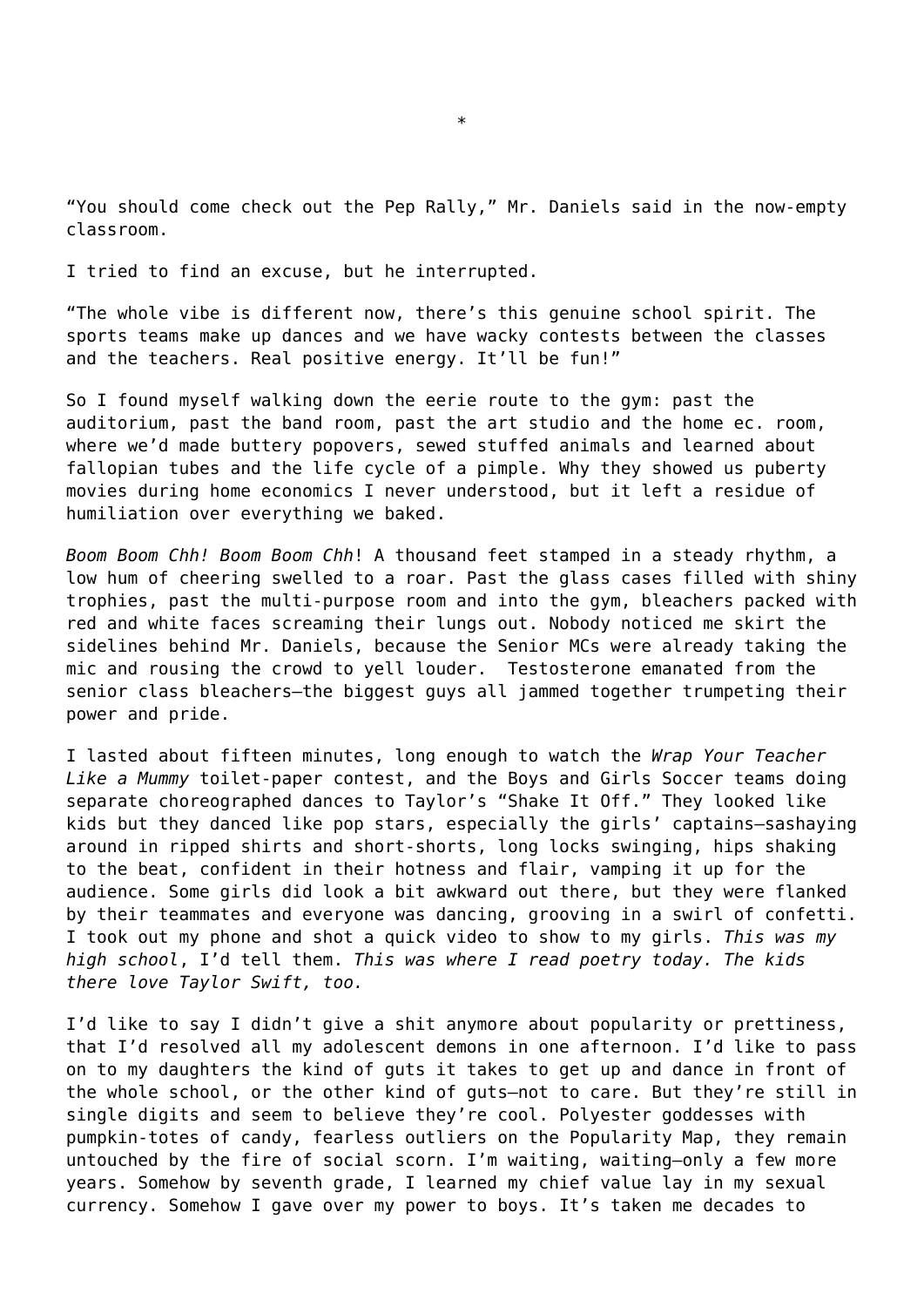*

“You should come check out the Pep Rally,” Mr. Daniels said in the now-empty classroom.

I tried to find an excuse, but he interrupted.

“The whole vibe is different now, there’s this genuine school spirit. The sports teams make up dances and we have wacky contests between the classes and the teachers. Real positive energy. It’ll be fun!”

So I found myself walking down the eerie route to the gym: past the auditorium, past the band room, past the art studio and the home ec. room, where we’d made buttery popovers, sewed stuffed animals and learned about fallopian tubes and the life cycle of a pimple. Why they showed us puberty movies during home economics I never understood, but it left a residue of humiliation over everything we baked.

*Boom Boom Chh! Boom Boom Chh*! A thousand feet stamped in a steady rhythm, a low hum of cheering swelled to a roar. Past the glass cases filled with shiny trophies, past the multi-purpose room and into the gym, bleachers packed with red and white faces screaming their lungs out. Nobody noticed me skirt the sidelines behind Mr. Daniels, because the Senior MCs were already taking the mic and rousing the crowd to yell louder.  Testosterone emanated from the senior class bleachers—the biggest guys all jammed together trumpeting their power and pride.

I lasted about fifteen minutes, long enough to watch the *Wrap Your Teacher Like a Mummy* toilet-paper contest, and the Boys and Girls Soccer teams doing separate choreographed dances to Taylor’s “Shake It Off.” They looked like kids but they danced like pop stars, especially the girls’ captains—sashaying around in ripped shirts and short-shorts, long locks swinging, hips shaking to the beat, confident in their hotness and flair, vamping it up for the audience. Some girls did look a bit awkward out there, but they were flanked by their teammates and everyone was dancing, grooving in a swirl of confetti. I took out my phone and shot a quick video to show to my girls. *This was my high school*, I’d tell them. *This was where I read poetry today. The kids there love Taylor Swift, too.*

I’d like to say I didn’t give a shit anymore about popularity or prettiness, that I’d resolved all my adolescent demons in one afternoon. I’d like to pass on to my daughters the kind of guts it takes to get up and dance in front of the whole school, or the other kind of guts—not to care. But they’re still in single digits and seem to believe they’re cool. Polyester goddesses with pumpkin-totes of candy, fearless outliers on the Popularity Map, they remain untouched by the fire of social scorn. I’m waiting, waiting—only a few more years. Somehow by seventh grade, I learned my chief value lay in my sexual currency. Somehow I gave over my power to boys. It’s taken me decades to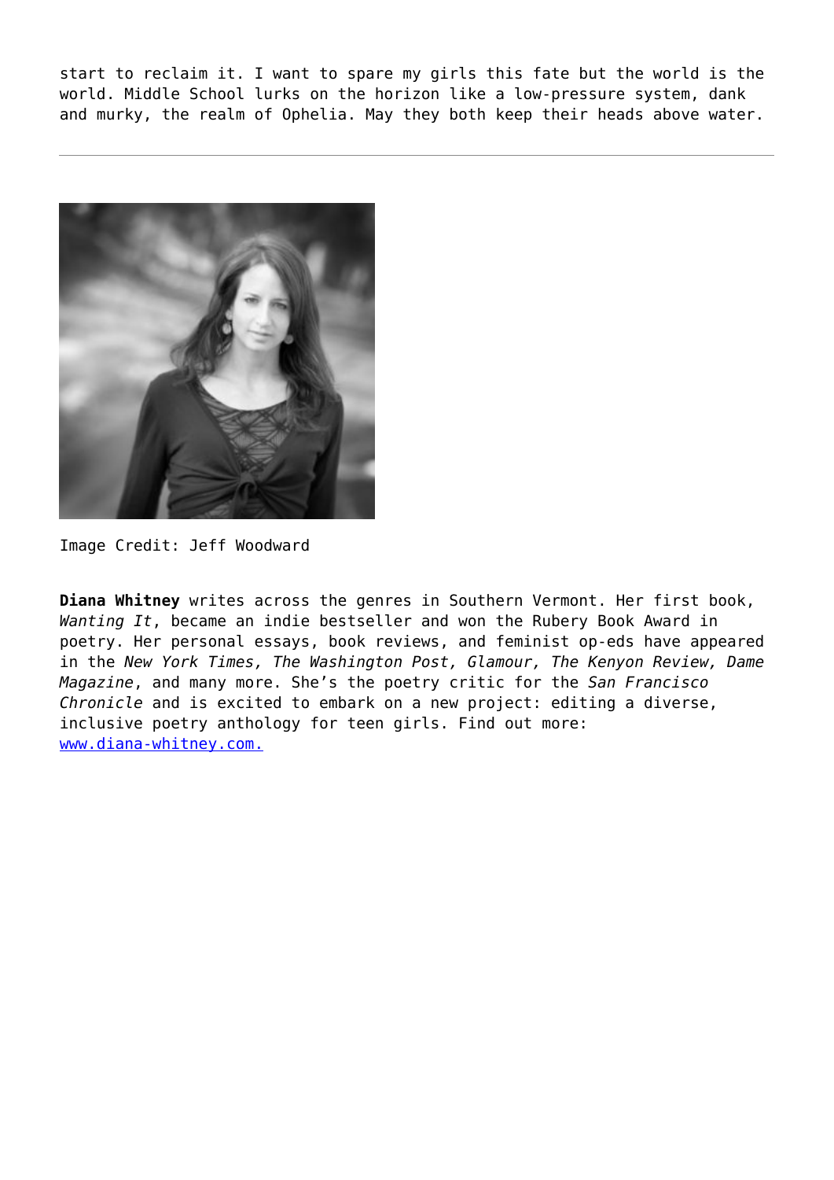start to reclaim it. I want to spare my girls this fate but the world is the world. Middle School lurks on the horizon like a low-pressure system, dank and murky, the realm of Ophelia. May they both keep their heads above water.

---

Image Credit: Jeff Woodward

**Diana Whitney** writes across the genres in Southern Vermont. Her first book, *Wanting It*, became an indie bestseller and won the Rubery Book Award in poetry. Her personal essays, book reviews, and feminist op-eds have appeared in the *New York Times, The Washington Post, Glamour, The Kenyon Review, Dame Magazine*, and many more. She's the poetry critic for the *San Francisco Chronicle* and is excited to embark on a new project: editing a diverse, inclusive poetry anthology for teen girls. Find out more: [www.diana-whitney.com.](http://www.diana-whitney.com)